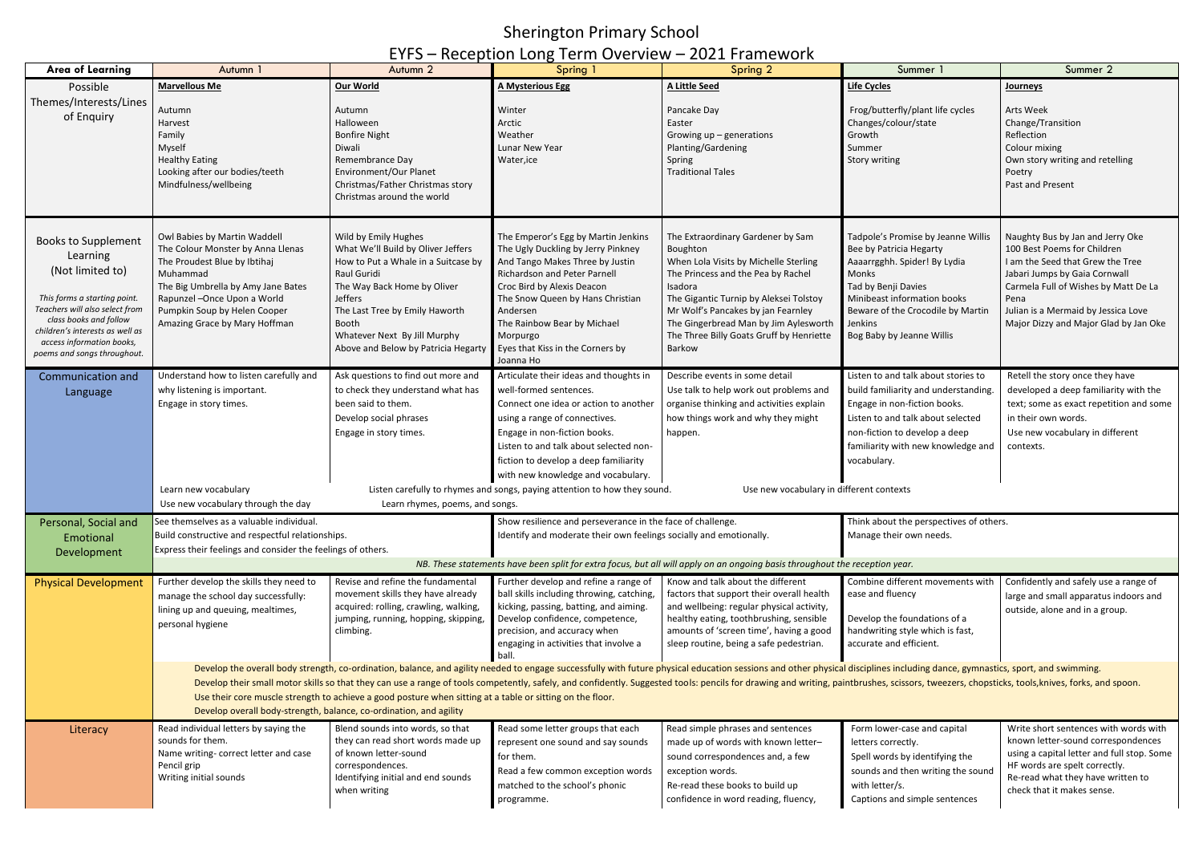# Sherington Primary School

## EYFS – Reception Long Term Overview – 2021 Framework

| Area of Learning | Autumn 1 | Autumn 2 | Spring 1 | Spring 2 | Summer 1 | Summer 2 |
|---|---|---|---|---|---|---|
| Possible Themes/Interests/Lines of Enquiry | **Marvellous Me**<br><br>Autumn<br>Harvest<br>Family<br>Myself<br>Healthy Eating<br>Looking after our bodies/teeth<br>Mindfulness/wellbeing | **Our World**<br><br>Autumn<br>Halloween<br>Bonfire Night<br>Diwali<br>Remembrance Day<br>Environment/Our Planet<br>Christmas/Father Christmas story<br>Christmas around the world | **A Mysterious Egg**<br><br>Winter<br>Arctic<br>Weather<br>Lunar New Year<br>Water,ice | **A Little Seed**<br><br>Pancake Day<br>Easter<br>Growing up – generations<br>Planting/Gardening<br>Spring<br>Traditional Tales | **Life Cycles**<br><br>Frog/butterfly/plant life cycles<br>Changes/colour/state<br>Growth<br>Summer<br>Story writing | **Journeys**<br><br>Arts Week<br>Change/Transition<br>Reflection<br>Colour mixing<br>Own story writing and retelling<br>Poetry<br>Past and Present |
| Books to Supplement Learning (Not limited to)<br><br>*This forms a starting point. Teachers will also select from class books and follow children's interests as well as access information books, poems and songs throughout.* | Owl Babies by Martin Waddell<br>The Colour Monster by Anna Llenas<br>The Proudest Blue by Ibtihaj Muhammad<br>The Big Umbrella by Amy Jane Bates<br>Rapunzel –Once Upon a World<br>Pumpkin Soup by Helen Cooper<br>Amazing Grace by Mary Hoffman | Wild by Emily Hughes<br>What We'll Build by Oliver Jeffers<br>How to Put a Whale in a Suitcase by Raul Guridi<br>The Way Back Home by Oliver Jeffers<br>The Last Tree by Emily Haworth Booth<br>Whatever Next By Jill Murphy<br>Above and Below by Patricia Hegarty | The Emperor's Egg by Martin Jenkins<br>The Ugly Duckling by Jerry Pinkney<br>And Tango Makes Three by Justin Richardson and Peter Parnell<br>Croc Bird by Alexis Deacon<br>The Snow Queen by Hans Christian Andersen<br>The Rainbow Bear by Michael Morpurgo<br>Eyes that Kiss in the Corners by Joanna Ho | The Extraordinary Gardener by Sam Boughton<br>When Lola Visits by Michelle Sterling<br>The Princess and the Pea by Rachel Isadora<br>The Gigantic Turnip by Aleksei Tolstoy<br>Mr Wolf's Pancakes by jan Fearnley<br>The Gingerbread Man by Jim Aylesworth<br>The Three Billy Goats Gruff by Henriette Barkow | Tadpole's Promise by Jeanne Willis<br>Bee by Patricia Hegarty<br>Aaaarrgghh. Spider! By Lydia Monks<br>Tad by Benji Davies<br>Minibeast information books<br>Beware of the Crocodile by Martin Jenkins<br>Bog Baby by Jeanne Willis | Naughty Bus by Jan and Jerry Oke<br>100 Best Poems for Children<br>I am the Seed that Grew the Tree<br>Jabari Jumps by Gaia Cornwall<br>Carmela Full of Wishes by Matt De La Pena<br>Julian is a Mermaid by Jessica Love<br>Major Dizzy and Major Glad by Jan Oke |
| Communication and Language | Understand how to listen carefully and why listening is important.<br>Engage in story times. | Ask questions to find out more and to check they understand what has been said to them.<br>Develop social phrases<br>Engage in story times. | Articulate their ideas and thoughts in well-formed sentences.<br>Connect one idea or action to another using a range of connectives.<br>Engage in non-fiction books.<br>Listen to and talk about selected non-fiction to develop a deep familiarity with new knowledge and vocabulary. | Describe events in some detail<br>Use talk to help work out problems and organise thinking and activities explain how things work and why they might happen. | Listen to and talk about stories to build familiarity and understanding.<br>Engage in non-fiction books.<br>Listen to and talk about selected non-fiction to develop a deep familiarity with new knowledge and vocabulary. | Retell the story once they have developed a deep familiarity with the text; some as exact repetition and some in their own words.<br>Use new vocabulary in different contexts. |
| | Learn new vocabulary<br>Use new vocabulary through the day | Learn rhymes, poems, and songs. | Listen carefully to rhymes and songs, paying attention to how they sound. | Use new vocabulary in different contexts | | |
| Personal, Social and Emotional Development | See themselves as a valuable individual.<br>Build constructive and respectful relationships.<br>Express their feelings and consider the feelings of others. | | Show resilience and perseverance in the face of challenge.<br>Identify and moderate their own feelings socially and emotionally. | | Think about the perspectives of others.<br>Manage their own needs. | |
| | *NB. These statements have been split for extra focus, but all will apply on an ongoing basis throughout the reception year.* | | | | | |
| Physical Development | Further develop the skills they need to manage the school day successfully: lining up and queuing, mealtimes, personal hygiene | Revise and refine the fundamental movement skills they have already acquired: rolling, crawling, walking, jumping, running, hopping, skipping, climbing. | Further develop and refine a range of ball skills including throwing, catching, kicking, passing, batting, and aiming.<br>Develop confidence, competence, precision, and accuracy when engaging in activities that involve a ball. | Know and talk about the different factors that support their overall health and wellbeing: regular physical activity, healthy eating, toothbrushing, sensible amounts of 'screen time', having a good sleep routine, being a safe pedestrian. | Combine different movements with ease and fluency<br><br>Develop the foundations of a handwriting style which is fast, accurate and efficient. | Confidently and safely use a range of large and small apparatus indoors and outside, alone and in a group. |
| | Develop the overall body strength, co-ordination, balance, and agility needed to engage successfully with future physical education sessions and other physical disciplines including dance, gymnastics, sport, and swimming.<br>Develop their small motor skills so that they can use a range of tools competently, safely, and confidently. Suggested tools: pencils for drawing and writing, paintbrushes, scissors, tweezers, chopsticks, tools,knives, forks, and spoon.<br>Use their core muscle strength to achieve a good posture when sitting at a table or sitting on the floor.<br>Develop overall body-strength, balance, co-ordination, and agility | | | | | |
| Literacy | Read individual letters by saying the sounds for them.<br>Name writing- correct letter and case<br>Pencil grip<br>Writing initial sounds | Blend sounds into words, so that they can read short words made up of known letter-sound correspondences.<br>Identifying initial and end sounds when writing | Read some letter groups that each represent one sound and say sounds for them.<br>Read a few common exception words matched to the school's phonic programme. | Read simple phrases and sentences made up of words with known letter–sound correspondences and, a few exception words.<br>Re-read these books to build up confidence in word reading, fluency, | Form lower-case and capital letters correctly.<br>Spell words by identifying the sounds and then writing the sound with letter/s.<br>Captions and simple sentences | Write short sentences with words with known letter-sound correspondences using a capital letter and full stop. Some HF words are spelt correctly.<br>Re-read what they have written to check that it makes sense. |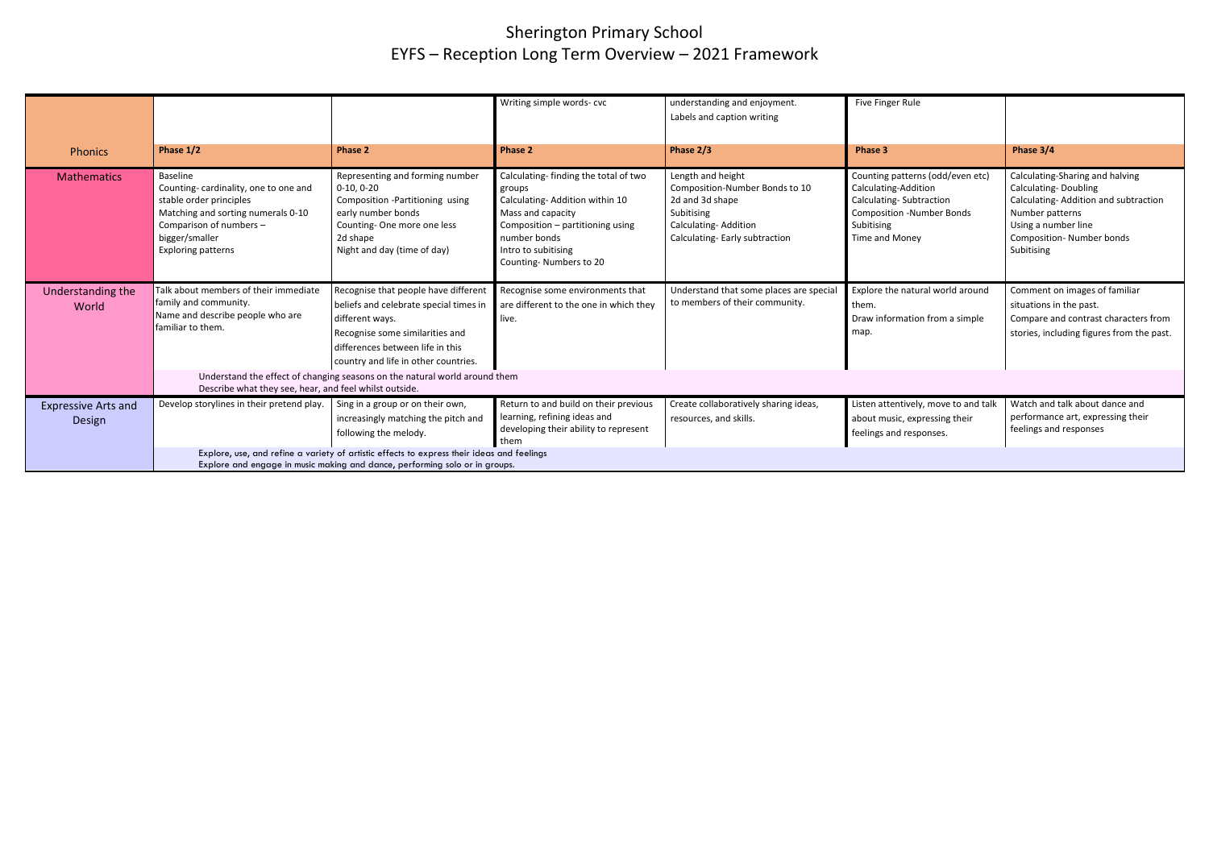# Sherington Primary School
## EYFS – Reception Long Term Overview – 2021 Framework

| | | | | | | |
|---|---|---|---|---|---|---|
| | | | Writing simple words- cvc | understanding and enjoyment.<br>Labels and caption writing | Five Finger Rule | |
| Phonics | **Phase 1/2** | **Phase 2** | **Phase 2** | **Phase 2/3** | **Phase 3** | **Phase 3/4** |
| Mathematics | Baseline<br>Counting- cardinality, one to one and stable order principles<br>Matching and sorting numerals 0-10<br>Comparison of numbers – bigger/smaller<br>Exploring patterns | Representing and forming number 0-10, 0-20<br>Composition -Partitioning using early number bonds<br>Counting- One more one less<br>2d shape<br>Night and day (time of day) | Calculating- finding the total of two groups<br>Calculating- Addition within 10<br>Mass and capacity<br>Composition – partitioning using number bonds<br>Intro to subitising<br>Counting- Numbers to 20 | Length and height<br>Composition-Number Bonds to 10<br>2d and 3d shape<br>Subitising<br>Calculating- Addition<br>Calculating- Early subtraction | Counting patterns (odd/even etc)<br>Calculating-Addition<br>Calculating- Subtraction<br>Composition -Number Bonds<br>Subitising<br>Time and Money | Calculating-Sharing and halving<br>Calculating- Doubling<br>Calculating- Addition and subtraction<br>Number patterns<br>Using a number line<br>Composition- Number bonds<br>Subitising |
| Understanding the World | Talk about members of their immediate family and community.<br>Name and describe people who are familiar to them. | Recognise that people have different beliefs and celebrate special times in different ways.<br>Recognise some similarities and differences between life in this country and life in other countries. | Recognise some environments that are different to the one in which they live. | Understand that some places are special to members of their community. | Explore the natural world around them.<br>Draw information from a simple map. | Comment on images of familiar situations in the past.<br>Compare and contrast characters from stories, including figures from the past. |
| | Understand the effect of changing seasons on the natural world around them<br>Describe what they see, hear, and feel whilst outside. | | | | | |
| Expressive Arts and Design | Develop storylines in their pretend play. | Sing in a group or on their own, increasingly matching the pitch and following the melody. | Return to and build on their previous learning, refining ideas and developing their ability to represent them | Create collaboratively sharing ideas, resources, and skills. | Listen attentively, move to and talk about music, expressing their feelings and responses. | Watch and talk about dance and performance art, expressing their feelings and responses |
| | Explore, use, and refine a variety of artistic effects to express their ideas and feelings<br>Explore and engage in music making and dance, performing solo or in groups. | | | | | |